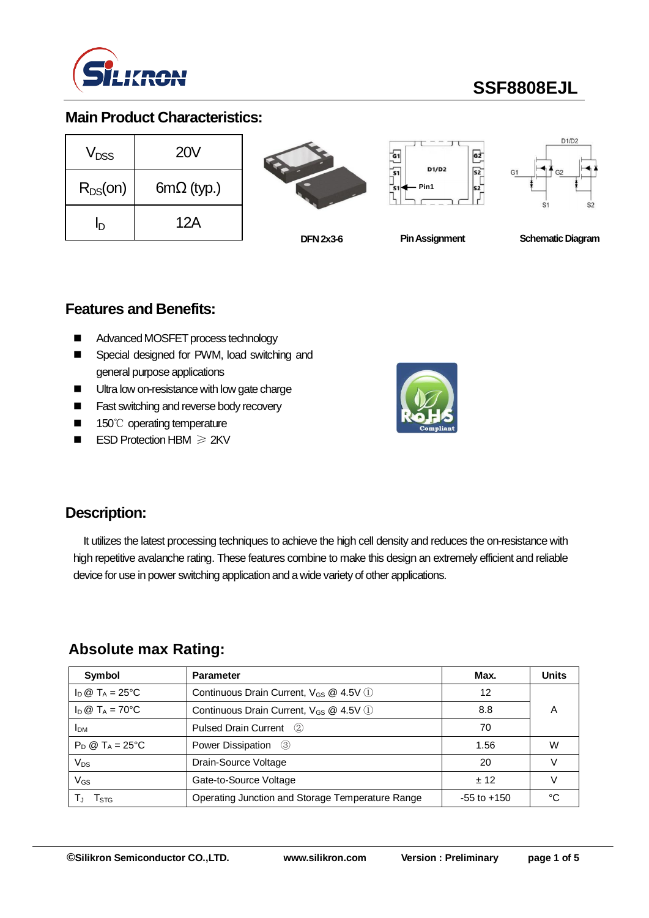# SSF8808EJL

## Main Product Characteristics:

| | |
|---|---|
| $V_{DSS}$ | 20V |
| $R_{DS}$(on) | 6mΩ (typ.) |
| $I_D$ | 12A |

DFN 2x3-6

Pin Assignment

Schematic Diagram

## Features and Benefits:

- Advanced MOSFET process technology
- Special designed for PWM, load switching and general purpose applications
- Ultra low on-resistance with low gate charge
- Fast switching and reverse body recovery
- 150℃ operating temperature
- ESD Protection HBM ≥ 2KV

## Description:

It utilizes the latest processing techniques to achieve the high cell density and reduces the on-resistance with high repetitive avalanche rating. These features combine to make this design an extremely efficient and reliable device for use in power switching application and a wide variety of other applications.

## Absolute max Rating:

| Symbol | Parameter | Max. | Units |
|---|---|---|---|
| $I_D$ @ $T_A$ = 25°C | Continuous Drain Current, $V_{GS}$ @ 4.5V ① | 12 | A |
| $I_D$ @ $T_A$ = 70°C | Continuous Drain Current, $V_{GS}$ @ 4.5V ① | 8.8 | |
| $I_{DM}$ | Pulsed Drain Current ② | 70 | |
| $P_D$ @ $T_A$ = 25°C | Power Dissipation ③ | 1.56 | W |
| $V_{DS}$ | Drain-Source Voltage | 20 | V |
| $V_{GS}$ | Gate-to-Source Voltage | ± 12 | V |
| $T_J$ $T_{STG}$ | Operating Junction and Storage Temperature Range | -55 to +150 | °C |

©Silikron Semiconductor CO.,LTD. www.silikron.com Version : Preliminary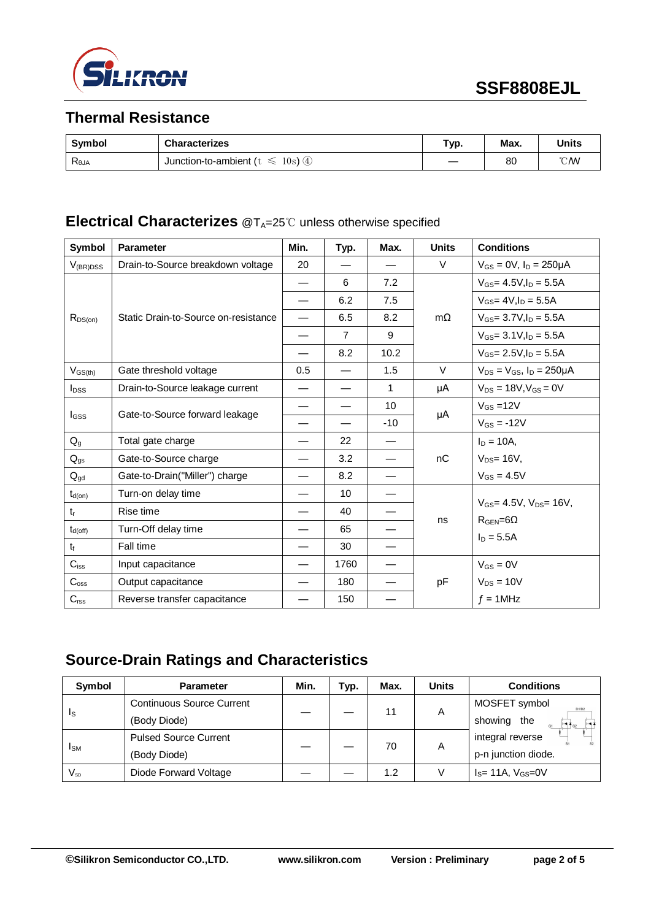## Thermal Resistance

| Symbol | Characterizes | Typ. | Max. | Units |
|---|---|---|---|---|
| $R_{\theta JA}$ | Junction-to-ambient (t ≤ 10s) ④ | — | 80 | ℃/W |

## Electrical Characterizes @$T_A$=25℃ unless otherwise specified

| Symbol | Parameter | Min. | Typ. | Max. | Units | Conditions |
|---|---|---|---|---|---|---|
| $V_{(BR)DSS}$ | Drain-to-Source breakdown voltage | 20 | — | — | V | $V_{GS}$ = 0V, $I_D$ = 250μA |
| $R_{DS(on)}$ | Static Drain-to-Source on-resistance | — | 6 | 7.2 | mΩ | $V_{GS}$= 4.5V,$I_D$ = 5.5A |
| | | — | 6.2 | 7.5 | | $V_{GS}$= 4V,$I_D$ = 5.5A |
| | | — | 6.5 | 8.2 | | $V_{GS}$= 3.7V,$I_D$ = 5.5A |
| | | — | 7 | 9 | | $V_{GS}$= 3.1V,$I_D$ = 5.5A |
| | | — | 8.2 | 10.2 | | $V_{GS}$= 2.5V,$I_D$ = 5.5A |
| $V_{GS(th)}$ | Gate threshold voltage | 0.5 | — | 1.5 | V | $V_{DS}$ = $V_{GS}$, $I_D$ = 250μA |
| $I_{DSS}$ | Drain-to-Source leakage current | — | — | 1 | μA | $V_{DS}$ = 18V,$V_{GS}$ = 0V |
| $I_{GSS}$ | Gate-to-Source forward leakage | — | — | 10 | μA | $V_{GS}$ =12V |
| | | — | — | -10 | | $V_{GS}$ = -12V |
| $Q_g$ | Total gate charge | — | 22 | — | nC | $I_D$ = 10A, |
| $Q_{gs}$ | Gate-to-Source charge | — | 3.2 | — | | $V_{DS}$= 16V, |
| $Q_{gd}$ | Gate-to-Drain("Miller") charge | — | 8.2 | — | | $V_{GS}$ = 4.5V |
| $t_{d(on)}$ | Turn-on delay time | — | 10 | — | ns | $V_{GS}$= 4.5V, $V_{DS}$= 16V, |
| $t_r$ | Rise time | — | 40 | — | | $R_{GEN}$=6Ω |
| $t_{d(off)}$ | Turn-Off delay time | — | 65 | — | | $I_D$ = 5.5A |
| $t_f$ | Fall time | — | 30 | — | | |
| $C_{iss}$ | Input capacitance | — | 1760 | — | pF | $V_{GS}$ = 0V |
| $C_{oss}$ | Output capacitance | — | 180 | — | | $V_{DS}$ = 10V |
| $C_{rss}$ | Reverse transfer capacitance | — | 150 | — | | $f$ = 1MHz |

## Source-Drain Ratings and Characteristics

| Symbol | Parameter | Min. | Typ. | Max. | Units | Conditions |
|---|---|---|---|---|---|---|
| $I_S$ | Continuous Source Current (Body Diode) | — | — | 11 | A | MOSFET symbol showing the integral reverse p-n junction diode. |
| $I_{SM}$ | Pulsed Source Current (Body Diode) | — | — | 70 | A | |
| $V_{SD}$ | Diode Forward Voltage | — | — | 1.2 | V | $I_S$= 11A, $V_{GS}$=0V |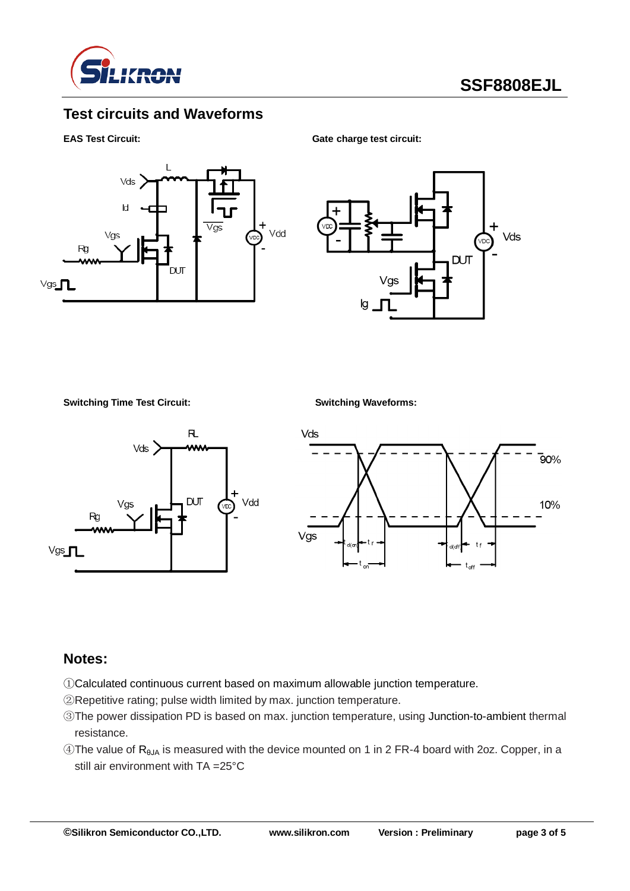## Test circuits and Waveforms

**EAS Test Circuit:**

**Gate charge test circuit:**

**Switching Time Test Circuit:**

**Switching Waveforms:**

## Notes:

①Calculated continuous current based on maximum allowable junction temperature.

②Repetitive rating; pulse width limited by max. junction temperature.

③The power dissipation PD is based on max. junction temperature, using Junction-to-ambient thermal resistance.

④The value of $R_{\theta JA}$ is measured with the device mounted on 1 in 2 FR-4 board with 2oz. Copper, in a still air environment with TA =25°C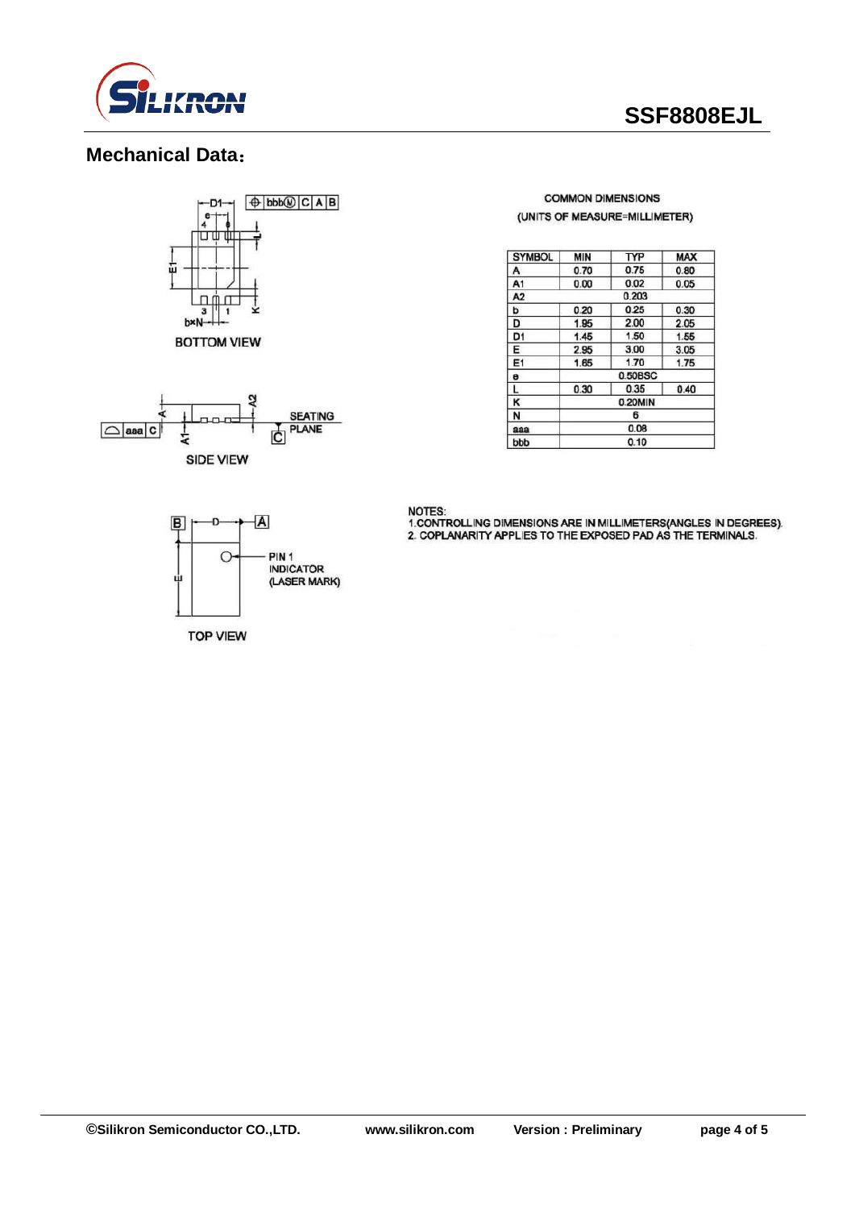## Mechanical Data：

BOTTOM VIEW

SIDE VIEW

TOP VIEW

COMMON DIMENSIONS

(UNITS OF MEASURE=MILLIMETER)

| SYMBOL | MIN | TYP | MAX |
|---|---|---|---|
| A | 0.70 | 0.75 | 0.80 |
| A1 | 0.00 | 0.02 | 0.05 |
| A2 | | 0.203 | |
| b | 0.20 | 0.25 | 0.30 |
| D | 1.95 | 2.00 | 2.05 |
| D1 | 1.45 | 1.50 | 1.55 |
| E | 2.95 | 3.00 | 3.05 |
| E1 | 1.65 | 1.70 | 1.75 |
| e | | 0.50BSC | |
| L | 0.30 | 0.35 | 0.40 |
| K | | 0.20MIN | |
| N | | 6 | |
| aaa | | 0.08 | |
| bbb | | 0.10 | |

NOTES:

1.CONTROLLING DIMENSIONS ARE IN MILLIMETERS(ANGLES IN DEGREES).

2. COPLANARITY APPLIES TO THE EXPOSED PAD AS THE TERMINALS.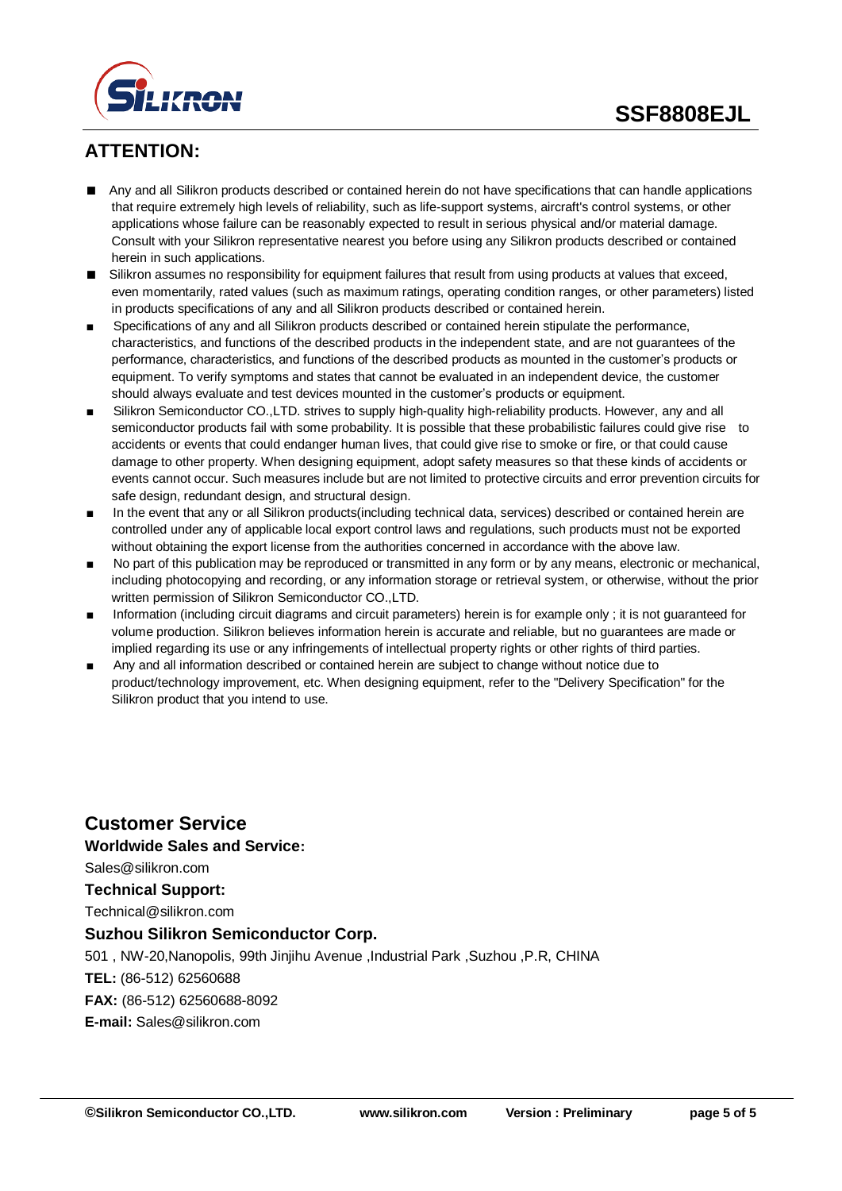## ATTENTION:

- Any and all Silikron products described or contained herein do not have specifications that can handle applications that require extremely high levels of reliability, such as life-support systems, aircraft's control systems, or other applications whose failure can be reasonably expected to result in serious physical and/or material damage. Consult with your Silikron representative nearest you before using any Silikron products described or contained herein in such applications.
- Silikron assumes no responsibility for equipment failures that result from using products at values that exceed, even momentarily, rated values (such as maximum ratings, operating condition ranges, or other parameters) listed in products specifications of any and all Silikron products described or contained herein.
- Specifications of any and all Silikron products described or contained herein stipulate the performance, characteristics, and functions of the described products in the independent state, and are not guarantees of the performance, characteristics, and functions of the described products as mounted in the customer's products or equipment. To verify symptoms and states that cannot be evaluated in an independent device, the customer should always evaluate and test devices mounted in the customer's products or equipment.
- Silikron Semiconductor CO.,LTD. strives to supply high-quality high-reliability products. However, any and all semiconductor products fail with some probability. It is possible that these probabilistic failures could give rise to accidents or events that could endanger human lives, that could give rise to smoke or fire, or that could cause damage to other property. When designing equipment, adopt safety measures so that these kinds of accidents or events cannot occur. Such measures include but are not limited to protective circuits and error prevention circuits for safe design, redundant design, and structural design.
- In the event that any or all Silikron products(including technical data, services) described or contained herein are controlled under any of applicable local export control laws and regulations, such products must not be exported without obtaining the export license from the authorities concerned in accordance with the above law.
- No part of this publication may be reproduced or transmitted in any form or by any means, electronic or mechanical, including photocopying and recording, or any information storage or retrieval system, or otherwise, without the prior written permission of Silikron Semiconductor CO.,LTD.
- Information (including circuit diagrams and circuit parameters) herein is for example only ; it is not guaranteed for volume production. Silikron believes information herein is accurate and reliable, but no guarantees are made or implied regarding its use or any infringements of intellectual property rights or other rights of third parties.
- Any and all information described or contained herein are subject to change without notice due to product/technology improvement, etc. When designing equipment, refer to the "Delivery Specification" for the Silikron product that you intend to use.

## Customer Service

**Worldwide Sales and Service:**

Sales@silikron.com

**Technical Support:**

Technical@silikron.com

### Suzhou Silikron Semiconductor Corp.

501 , NW-20,Nanopolis, 99th Jinjihu Avenue ,Industrial Park ,Suzhou ,P.R, CHINA

**TEL:** (86-512) 62560688

**FAX:** (86-512) 62560688-8092

**E-mail:** Sales@silikron.com